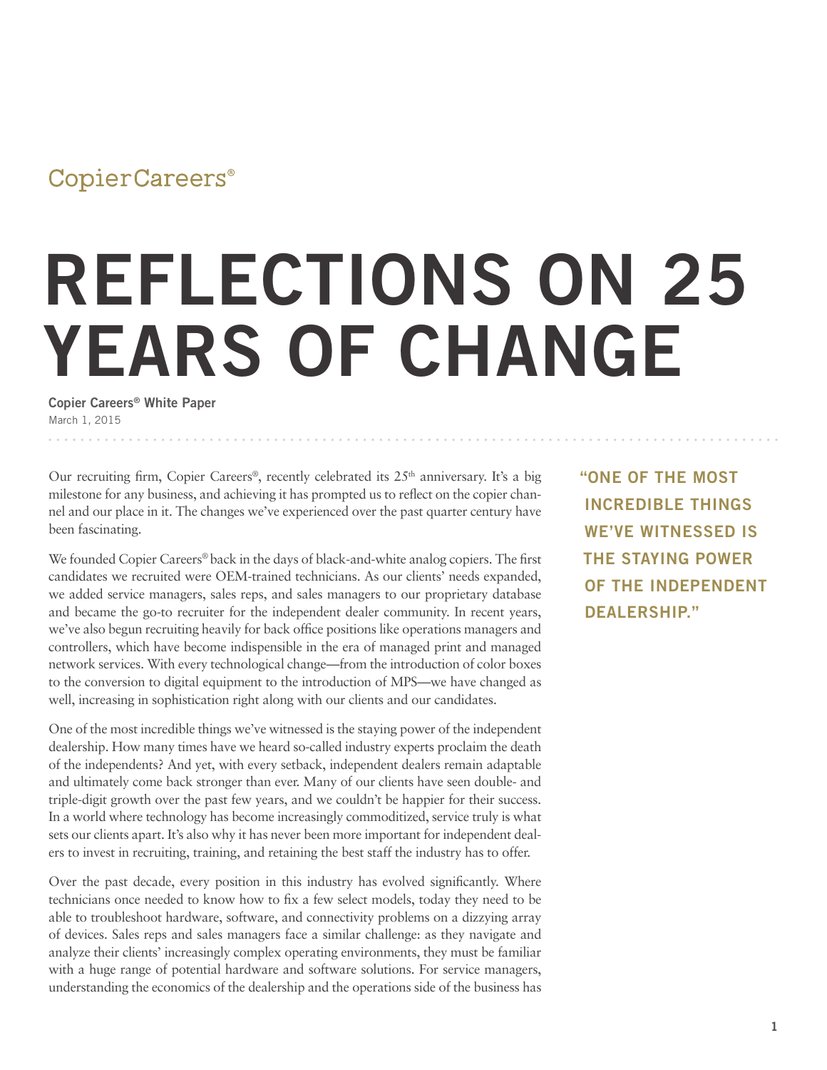CopierCareers®

# REFLECTIONS ON 25 YEARS OF CHANGE

**Copier Careers® White Paper**
March 1, 2015

Our recruiting firm, Copier Careers®, recently celebrated its 25th anniversary. It's a big milestone for any business, and achieving it has prompted us to reflect on the copier channel and our place in it. The changes we've experienced over the past quarter century have been fascinating.

We founded Copier Careers® back in the days of black-and-white analog copiers. The first candidates we recruited were OEM-trained technicians. As our clients' needs expanded, we added service managers, sales reps, and sales managers to our proprietary database and became the go-to recruiter for the independent dealer community. In recent years, we've also begun recruiting heavily for back office positions like operations managers and controllers, which have become indispensible in the era of managed print and managed network services. With every technological change—from the introduction of color boxes to the conversion to digital equipment to the introduction of MPS—we have changed as well, increasing in sophistication right along with our clients and our candidates.

> **"ONE OF THE MOST INCREDIBLE THINGS WE'VE WITNESSED IS THE STAYING POWER OF THE INDEPENDENT DEALERSHIP."**

One of the most incredible things we've witnessed is the staying power of the independent dealership. How many times have we heard so-called industry experts proclaim the death of the independents? And yet, with every setback, independent dealers remain adaptable and ultimately come back stronger than ever. Many of our clients have seen double- and triple-digit growth over the past few years, and we couldn't be happier for their success. In a world where technology has become increasingly commoditized, service truly is what sets our clients apart. It's also why it has never been more important for independent dealers to invest in recruiting, training, and retaining the best staff the industry has to offer.

Over the past decade, every position in this industry has evolved significantly. Where technicians once needed to know how to fix a few select models, today they need to be able to troubleshoot hardware, software, and connectivity problems on a dizzying array of devices. Sales reps and sales managers face a similar challenge: as they navigate and analyze their clients' increasingly complex operating environments, they must be familiar with a huge range of potential hardware and software solutions. For service managers, understanding the economics of the dealership and the operations side of the business has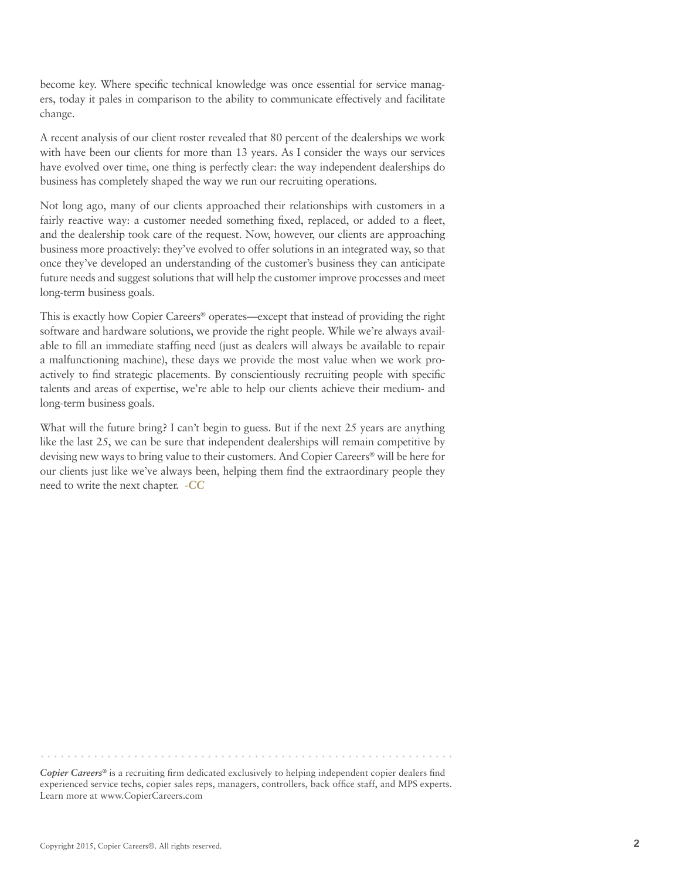become key. Where specific technical knowledge was once essential for service managers, today it pales in comparison to the ability to communicate effectively and facilitate change.

A recent analysis of our client roster revealed that 80 percent of the dealerships we work with have been our clients for more than 13 years. As I consider the ways our services have evolved over time, one thing is perfectly clear: the way independent dealerships do business has completely shaped the way we run our recruiting operations.

Not long ago, many of our clients approached their relationships with customers in a fairly reactive way: a customer needed something fixed, replaced, or added to a fleet, and the dealership took care of the request. Now, however, our clients are approaching business more proactively: they've evolved to offer solutions in an integrated way, so that once they've developed an understanding of the customer's business they can anticipate future needs and suggest solutions that will help the customer improve processes and meet long-term business goals.

This is exactly how Copier Careers® operates—except that instead of providing the right software and hardware solutions, we provide the right people. While we're always available to fill an immediate staffing need (just as dealers will always be available to repair a malfunctioning machine), these days we provide the most value when we work proactively to find strategic placements. By conscientiously recruiting people with specific talents and areas of expertise, we're able to help our clients achieve their medium- and long-term business goals.

What will the future bring? I can't begin to guess. But if the next 25 years are anything like the last 25, we can be sure that independent dealerships will remain competitive by devising new ways to bring value to their customers. And Copier Careers® will be here for our clients just like we've always been, helping them find the extraordinary people they need to write the next chapter. -CC

---

*Copier Careers®* is a recruiting firm dedicated exclusively to helping independent copier dealers find experienced service techs, copier sales reps, managers, controllers, back office staff, and MPS experts. Learn more at www.CopierCareers.com

Copyright 2015, Copier Careers®. All rights reserved.